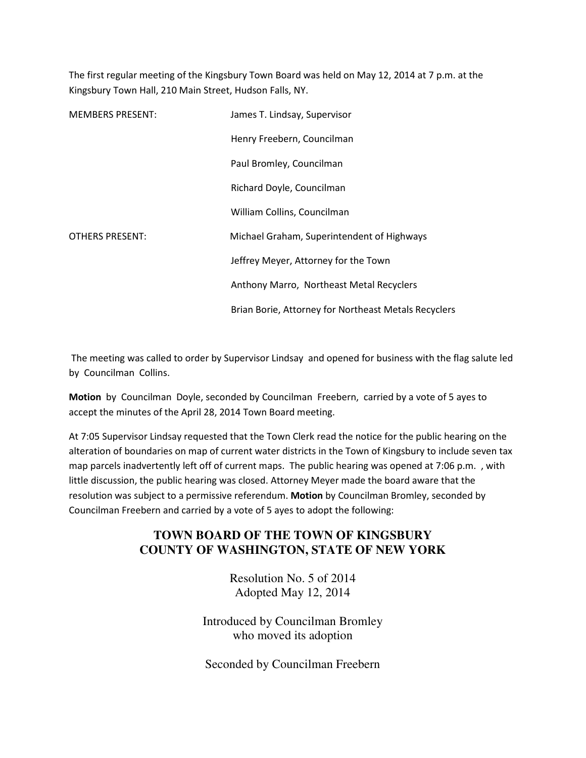The first regular meeting of the Kingsbury Town Board was held on May 12, 2014 at 7 p.m. at the Kingsbury Town Hall, 210 Main Street, Hudson Falls, NY.

| | |
|---|---|
| MEMBERS PRESENT: | James T. Lindsay, Supervisor |
| | Henry Freebern, Councilman |
| | Paul Bromley, Councilman |
| | Richard Doyle, Councilman |
| | William Collins, Councilman |
| OTHERS PRESENT: | Michael Graham, Superintendent of Highways |
| | Jeffrey Meyer, Attorney for the Town |
| | Anthony Marro, Northeast Metal Recyclers |
| | Brian Borie, Attorney for Northeast Metals Recyclers |

The meeting was called to order by Supervisor Lindsay and opened for business with the flag salute led by Councilman Collins.

**Motion** by Councilman Doyle, seconded by Councilman Freebern, carried by a vote of 5 ayes to accept the minutes of the April 28, 2014 Town Board meeting.

At 7:05 Supervisor Lindsay requested that the Town Clerk read the notice for the public hearing on the alteration of boundaries on map of current water districts in the Town of Kingsbury to include seven tax map parcels inadvertently left off of current maps. The public hearing was opened at 7:06 p.m. , with little discussion, the public hearing was closed. Attorney Meyer made the board aware that the resolution was subject to a permissive referendum. **Motion** by Councilman Bromley, seconded by Councilman Freebern and carried by a vote of 5 ayes to adopt the following:

## TOWN BOARD OF THE TOWN OF KINGSBURY
## COUNTY OF WASHINGTON, STATE OF NEW YORK

Resolution No. 5 of 2014
Adopted May 12, 2014

Introduced by Councilman Bromley
who moved its adoption

Seconded by Councilman Freebern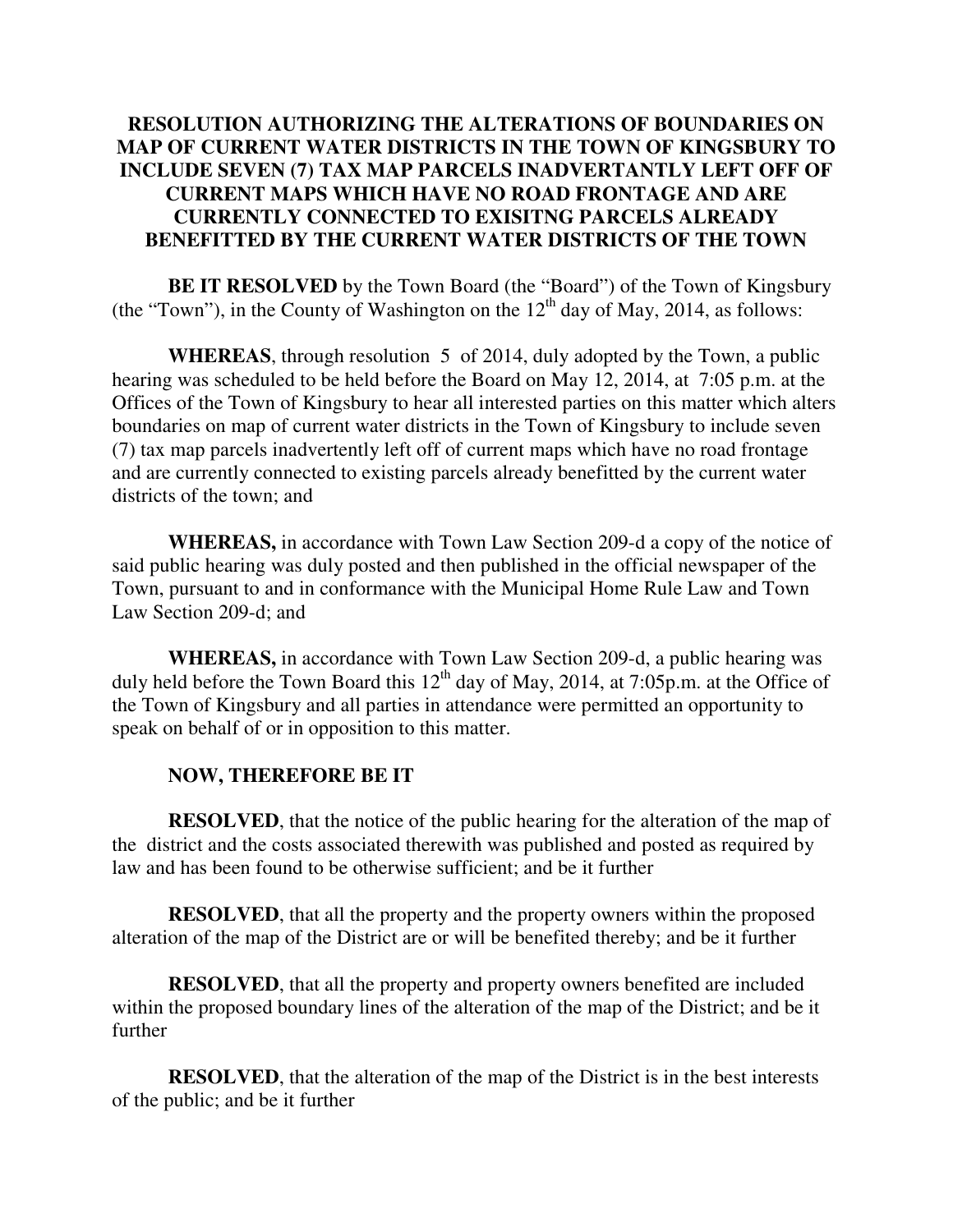**RESOLUTION AUTHORIZING THE ALTERATIONS OF BOUNDARIES ON MAP OF CURRENT WATER DISTRICTS IN THE TOWN OF KINGSBURY TO INCLUDE SEVEN (7) TAX MAP PARCELS INADVERTANTLY LEFT OFF OF CURRENT MAPS WHICH HAVE NO ROAD FRONTAGE AND ARE CURRENTLY CONNECTED TO EXISITNG PARCELS ALREADY BENEFITTED BY THE CURRENT WATER DISTRICTS OF THE TOWN**

**BE IT RESOLVED** by the Town Board (the "Board") of the Town of Kingsbury (the "Town"), in the County of Washington on the 12th day of May, 2014, as follows:

**WHEREAS**, through resolution 5 of 2014, duly adopted by the Town, a public hearing was scheduled to be held before the Board on May 12, 2014, at 7:05 p.m. at the Offices of the Town of Kingsbury to hear all interested parties on this matter which alters boundaries on map of current water districts in the Town of Kingsbury to include seven (7) tax map parcels inadvertently left off of current maps which have no road frontage and are currently connected to existing parcels already benefitted by the current water districts of the town; and

**WHEREAS,** in accordance with Town Law Section 209-d a copy of the notice of said public hearing was duly posted and then published in the official newspaper of the Town, pursuant to and in conformance with the Municipal Home Rule Law and Town Law Section 209-d; and

**WHEREAS,** in accordance with Town Law Section 209-d, a public hearing was duly held before the Town Board this 12th day of May, 2014, at 7:05p.m. at the Office of the Town of Kingsbury and all parties in attendance were permitted an opportunity to speak on behalf of or in opposition to this matter.

**NOW, THEREFORE BE IT**

**RESOLVED**, that the notice of the public hearing for the alteration of the map of the district and the costs associated therewith was published and posted as required by law and has been found to be otherwise sufficient; and be it further

**RESOLVED**, that all the property and the property owners within the proposed alteration of the map of the District are or will be benefited thereby; and be it further

**RESOLVED**, that all the property and property owners benefited are included within the proposed boundary lines of the alteration of the map of the District; and be it further

**RESOLVED**, that the alteration of the map of the District is in the best interests of the public; and be it further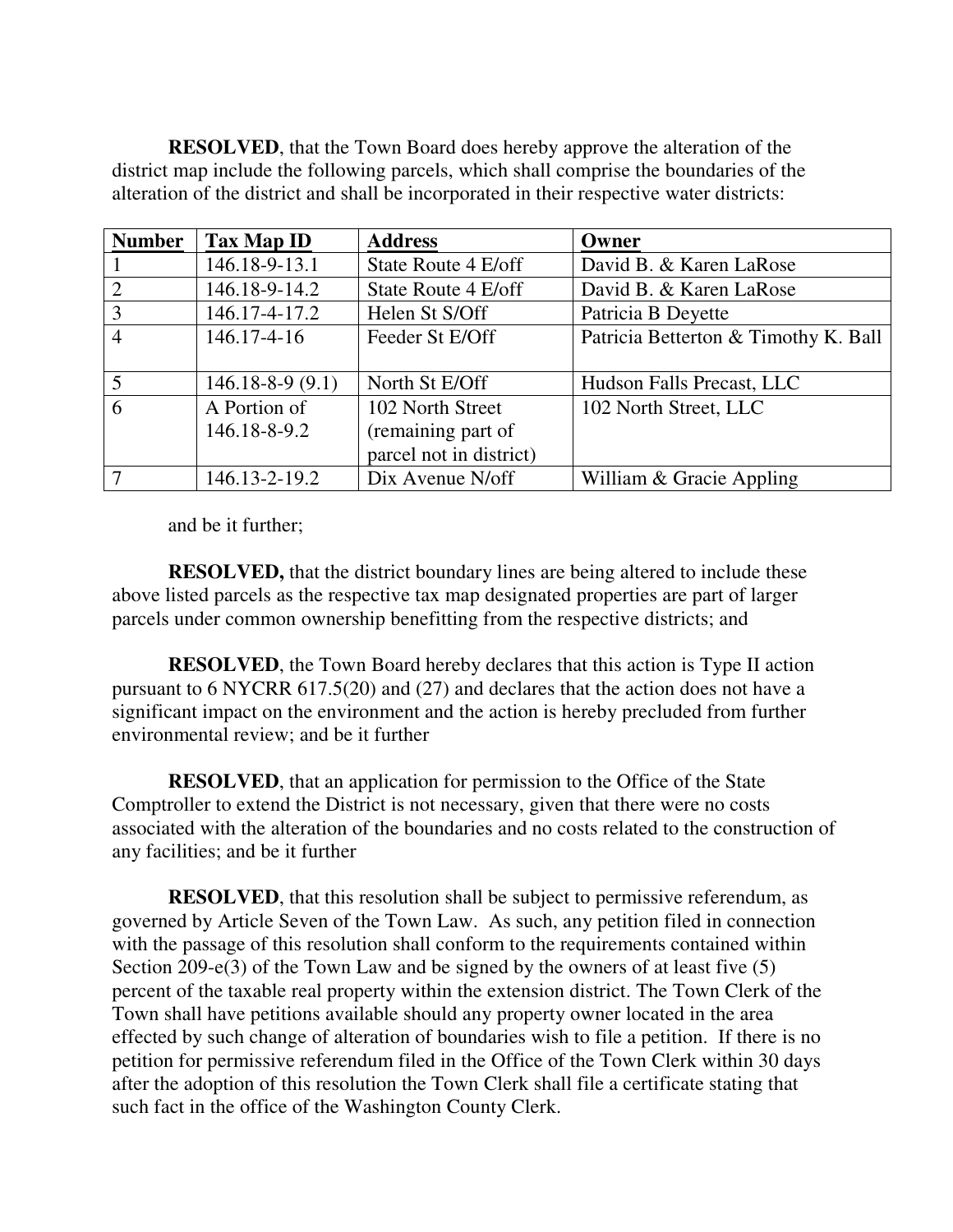**RESOLVED**, that the Town Board does hereby approve the alteration of the district map include the following parcels, which shall comprise the boundaries of the alteration of the district and shall be incorporated in their respective water districts:

| Number | Tax Map ID | Address | Owner |
|---|---|---|---|
| 1 | 146.18-9-13.1 | State Route 4 E/off | David B. & Karen LaRose |
| 2 | 146.18-9-14.2 | State Route 4 E/off | David B. & Karen LaRose |
| 3 | 146.17-4-17.2 | Helen St S/Off | Patricia B Deyette |
| 4 | 146.17-4-16 | Feeder St E/Off | Patricia Betterton & Timothy K. Ball |
| 5 | 146.18-8-9 (9.1) | North St E/Off | Hudson Falls Precast, LLC |
| 6 | A Portion of 146.18-8-9.2 | 102 North Street (remaining part of parcel not in district) | 102 North Street, LLC |
| 7 | 146.13-2-19.2 | Dix Avenue N/off | William & Gracie Appling |

and be it further;

**RESOLVED,** that the district boundary lines are being altered to include these above listed parcels as the respective tax map designated properties are part of larger parcels under common ownership benefitting from the respective districts; and

**RESOLVED**, the Town Board hereby declares that this action is Type II action pursuant to 6 NYCRR 617.5(20) and (27) and declares that the action does not have a significant impact on the environment and the action is hereby precluded from further environmental review; and be it further

**RESOLVED**, that an application for permission to the Office of the State Comptroller to extend the District is not necessary, given that there were no costs associated with the alteration of the boundaries and no costs related to the construction of any facilities; and be it further

**RESOLVED**, that this resolution shall be subject to permissive referendum, as governed by Article Seven of the Town Law. As such, any petition filed in connection with the passage of this resolution shall conform to the requirements contained within Section 209-e(3) of the Town Law and be signed by the owners of at least five (5) percent of the taxable real property within the extension district. The Town Clerk of the Town shall have petitions available should any property owner located in the area effected by such change of alteration of boundaries wish to file a petition. If there is no petition for permissive referendum filed in the Office of the Town Clerk within 30 days after the adoption of this resolution the Town Clerk shall file a certificate stating that such fact in the office of the Washington County Clerk.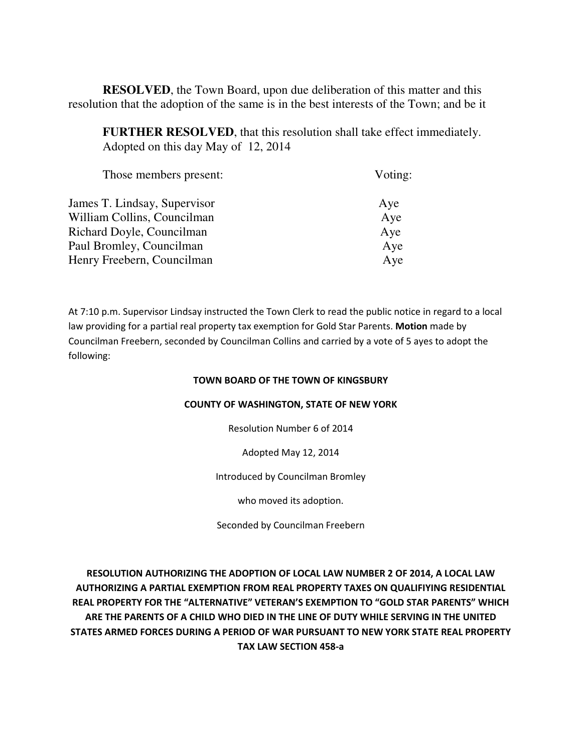**RESOLVED**, the Town Board, upon due deliberation of this matter and this resolution that the adoption of the same is in the best interests of the Town; and be it

**FURTHER RESOLVED**, that this resolution shall take effect immediately. Adopted on this day May of 12, 2014

| Those members present: | Voting: |
|---|---|
| James T. Lindsay, Supervisor | Aye |
| William Collins, Councilman | Aye |
| Richard Doyle, Councilman | Aye |
| Paul Bromley, Councilman | Aye |
| Henry Freebern, Councilman | Aye |

At 7:10 p.m. Supervisor Lindsay instructed the Town Clerk to read the public notice in regard to a local law providing for a partial real property tax exemption for Gold Star Parents. **Motion** made by Councilman Freebern, seconded by Councilman Collins and carried by a vote of 5 ayes to adopt the following:

**TOWN BOARD OF THE TOWN OF KINGSBURY**

**COUNTY OF WASHINGTON, STATE OF NEW YORK**

Resolution Number 6 of 2014

Adopted May 12, 2014

Introduced by Councilman Bromley

who moved its adoption.

Seconded by Councilman Freebern

**RESOLUTION AUTHORIZING THE ADOPTION OF LOCAL LAW NUMBER 2 OF 2014, A LOCAL LAW AUTHORIZING A PARTIAL EXEMPTION FROM REAL PROPERTY TAXES ON QUALIFIYING RESIDENTIAL REAL PROPERTY FOR THE "ALTERNATIVE" VETERAN'S EXEMPTION TO "GOLD STAR PARENTS" WHICH ARE THE PARENTS OF A CHILD WHO DIED IN THE LINE OF DUTY WHILE SERVING IN THE UNITED STATES ARMED FORCES DURING A PERIOD OF WAR PURSUANT TO NEW YORK STATE REAL PROPERTY TAX LAW SECTION 458-a**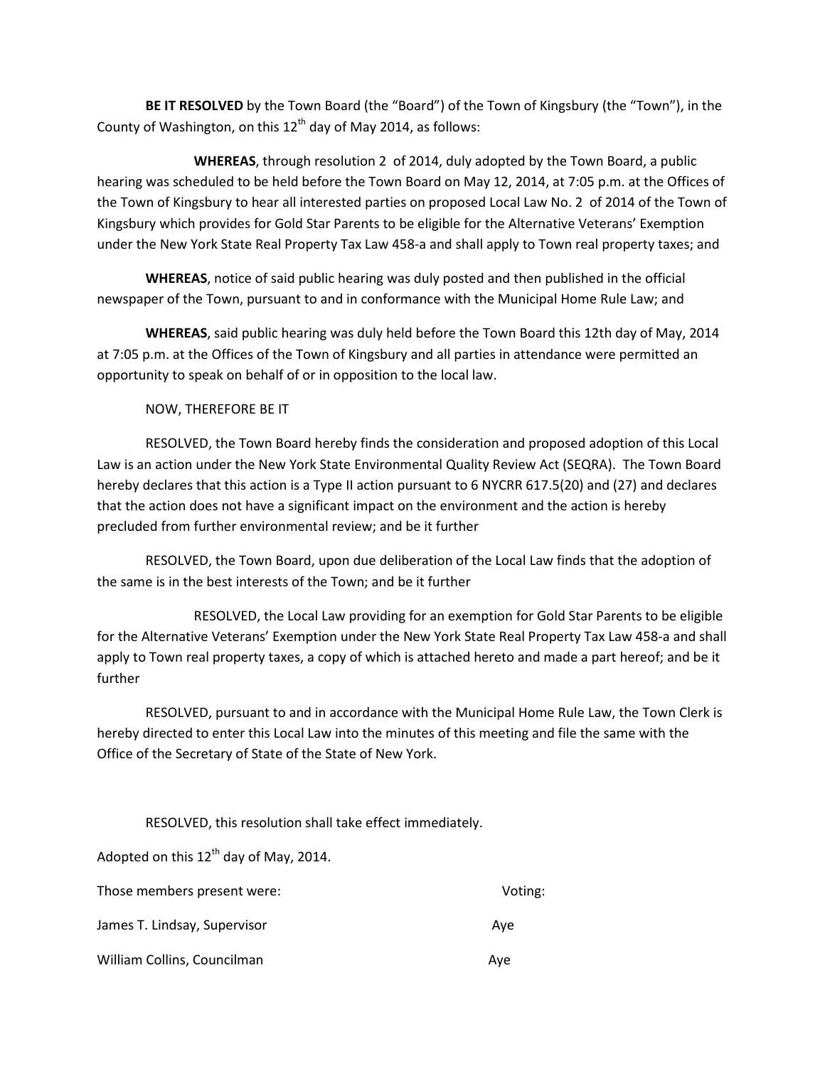**BE IT RESOLVED** by the Town Board (the "Board") of the Town of Kingsbury (the "Town"), in the County of Washington, on this 12th day of May 2014, as follows:

**WHEREAS**, through resolution 2 of 2014, duly adopted by the Town Board, a public hearing was scheduled to be held before the Town Board on May 12, 2014, at 7:05 p.m. at the Offices of the Town of Kingsbury to hear all interested parties on proposed Local Law No. 2 of 2014 of the Town of Kingsbury which provides for Gold Star Parents to be eligible for the Alternative Veterans' Exemption under the New York State Real Property Tax Law 458-a and shall apply to Town real property taxes; and

**WHEREAS**, notice of said public hearing was duly posted and then published in the official newspaper of the Town, pursuant to and in conformance with the Municipal Home Rule Law; and

**WHEREAS**, said public hearing was duly held before the Town Board this 12th day of May, 2014 at 7:05 p.m. at the Offices of the Town of Kingsbury and all parties in attendance were permitted an opportunity to speak on behalf of or in opposition to the local law.

NOW, THEREFORE BE IT

RESOLVED, the Town Board hereby finds the consideration and proposed adoption of this Local Law is an action under the New York State Environmental Quality Review Act (SEQRA). The Town Board hereby declares that this action is a Type II action pursuant to 6 NYCRR 617.5(20) and (27) and declares that the action does not have a significant impact on the environment and the action is hereby precluded from further environmental review; and be it further

RESOLVED, the Town Board, upon due deliberation of the Local Law finds that the adoption of the same is in the best interests of the Town; and be it further

RESOLVED, the Local Law providing for an exemption for Gold Star Parents to be eligible for the Alternative Veterans' Exemption under the New York State Real Property Tax Law 458-a and shall apply to Town real property taxes, a copy of which is attached hereto and made a part hereof; and be it further

RESOLVED, pursuant to and in accordance with the Municipal Home Rule Law, the Town Clerk is hereby directed to enter this Local Law into the minutes of this meeting and file the same with the Office of the Secretary of State of the State of New York.

RESOLVED, this resolution shall take effect immediately.

Adopted on this 12th day of May, 2014.

| Those members present were: | Voting: |
| --- | --- |
| James T. Lindsay, Supervisor | Aye |
| William Collins, Councilman | Aye |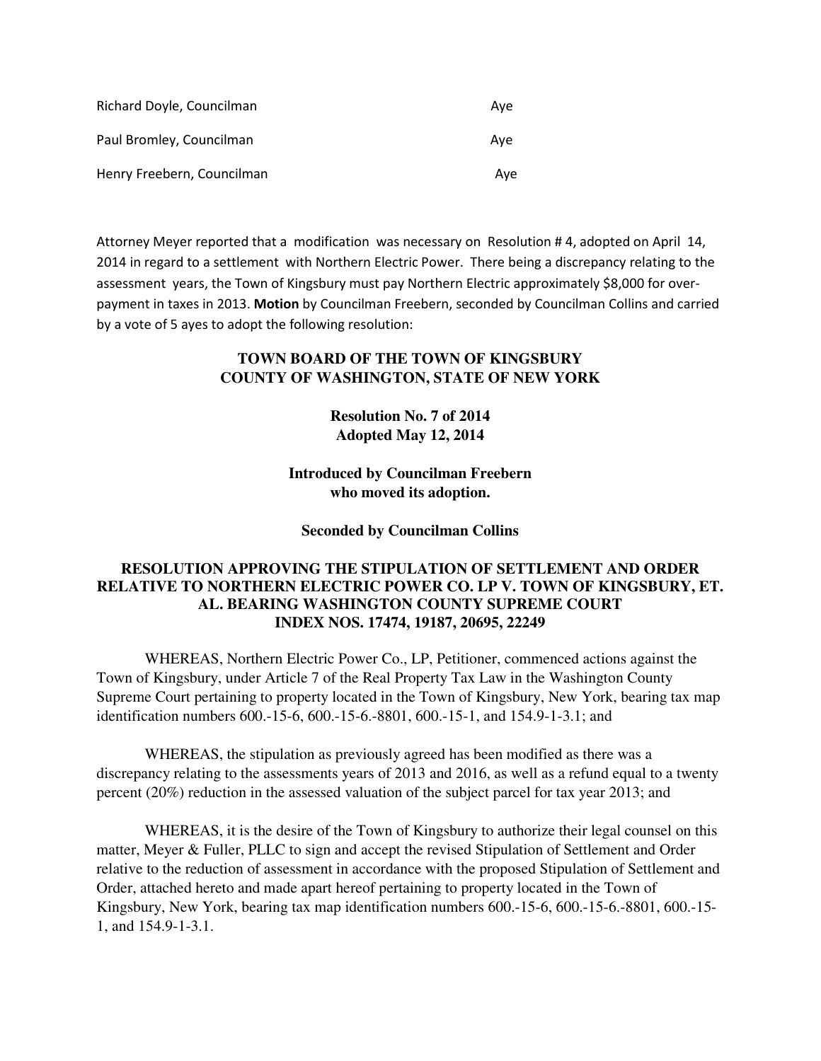| | |
|---|---|
| Richard Doyle, Councilman | Aye |
| Paul Bromley, Councilman | Aye |
| Henry Freebern, Councilman | Aye |

Attorney Meyer reported that a modification was necessary on Resolution # 4, adopted on April 14, 2014 in regard to a settlement with Northern Electric Power. There being a discrepancy relating to the assessment years, the Town of Kingsbury must pay Northern Electric approximately $8,000 for over-payment in taxes in 2013. **Motion** by Councilman Freebern, seconded by Councilman Collins and carried by a vote of 5 ayes to adopt the following resolution:

**TOWN BOARD OF THE TOWN OF KINGSBURY**
**COUNTY OF WASHINGTON, STATE OF NEW YORK**

**Resolution No. 7 of 2014**
**Adopted May 12, 2014**

**Introduced by Councilman Freebern**
**who moved its adoption.**

**Seconded by Councilman Collins**

**RESOLUTION APPROVING THE STIPULATION OF SETTLEMENT AND ORDER RELATIVE TO NORTHERN ELECTRIC POWER CO. LP V. TOWN OF KINGSBURY, ET. AL. BEARING WASHINGTON COUNTY SUPREME COURT INDEX NOS. 17474, 19187, 20695, 22249**

WHEREAS, Northern Electric Power Co., LP, Petitioner, commenced actions against the Town of Kingsbury, under Article 7 of the Real Property Tax Law in the Washington County Supreme Court pertaining to property located in the Town of Kingsbury, New York, bearing tax map identification numbers 600.-15-6, 600.-15-6.-8801, 600.-15-1, and 154.9-1-3.1; and

WHEREAS, the stipulation as previously agreed has been modified as there was a discrepancy relating to the assessments years of 2013 and 2016, as well as a refund equal to a twenty percent (20%) reduction in the assessed valuation of the subject parcel for tax year 2013; and

WHEREAS, it is the desire of the Town of Kingsbury to authorize their legal counsel on this matter, Meyer & Fuller, PLLC to sign and accept the revised Stipulation of Settlement and Order relative to the reduction of assessment in accordance with the proposed Stipulation of Settlement and Order, attached hereto and made apart hereof pertaining to property located in the Town of Kingsbury, New York, bearing tax map identification numbers 600.-15-6, 600.-15-6.-8801, 600.-15-1, and 154.9-1-3.1.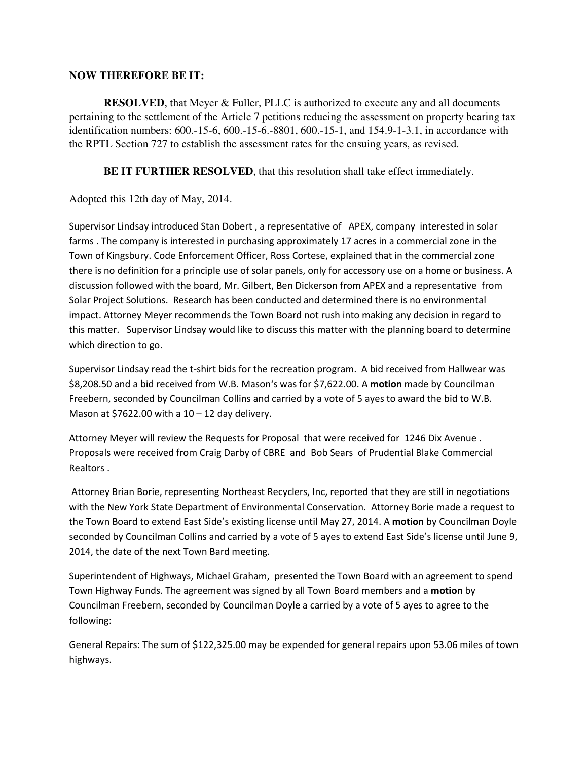**NOW THEREFORE BE IT:**

**RESOLVED**, that Meyer & Fuller, PLLC is authorized to execute any and all documents pertaining to the settlement of the Article 7 petitions reducing the assessment on property bearing tax identification numbers: 600.-15-6, 600.-15-6.-8801, 600.-15-1, and 154.9-1-3.1, in accordance with the RPTL Section 727 to establish the assessment rates for the ensuing years, as revised.

**BE IT FURTHER RESOLVED**, that this resolution shall take effect immediately.

Adopted this 12th day of May, 2014.

Supervisor Lindsay introduced Stan Dobert , a representative of APEX, company interested in solar farms . The company is interested in purchasing approximately 17 acres in a commercial zone in the Town of Kingsbury. Code Enforcement Officer, Ross Cortese, explained that in the commercial zone there is no definition for a principle use of solar panels, only for accessory use on a home or business. A discussion followed with the board, Mr. Gilbert, Ben Dickerson from APEX and a representative from Solar Project Solutions. Research has been conducted and determined there is no environmental impact. Attorney Meyer recommends the Town Board not rush into making any decision in regard to this matter. Supervisor Lindsay would like to discuss this matter with the planning board to determine which direction to go.

Supervisor Lindsay read the t-shirt bids for the recreation program. A bid received from Hallwear was $8,208.50 and a bid received from W.B. Mason's was for $7,622.00. A **motion** made by Councilman Freebern, seconded by Councilman Collins and carried by a vote of 5 ayes to award the bid to W.B. Mason at $7622.00 with a 10 – 12 day delivery.

Attorney Meyer will review the Requests for Proposal that were received for 1246 Dix Avenue . Proposals were received from Craig Darby of CBRE and Bob Sears of Prudential Blake Commercial Realtors .

Attorney Brian Borie, representing Northeast Recyclers, Inc, reported that they are still in negotiations with the New York State Department of Environmental Conservation. Attorney Borie made a request to the Town Board to extend East Side's existing license until May 27, 2014. A **motion** by Councilman Doyle seconded by Councilman Collins and carried by a vote of 5 ayes to extend East Side's license until June 9, 2014, the date of the next Town Bard meeting.

Superintendent of Highways, Michael Graham, presented the Town Board with an agreement to spend Town Highway Funds. The agreement was signed by all Town Board members and a **motion** by Councilman Freebern, seconded by Councilman Doyle a carried by a vote of 5 ayes to agree to the following:

General Repairs: The sum of $122,325.00 may be expended for general repairs upon 53.06 miles of town highways.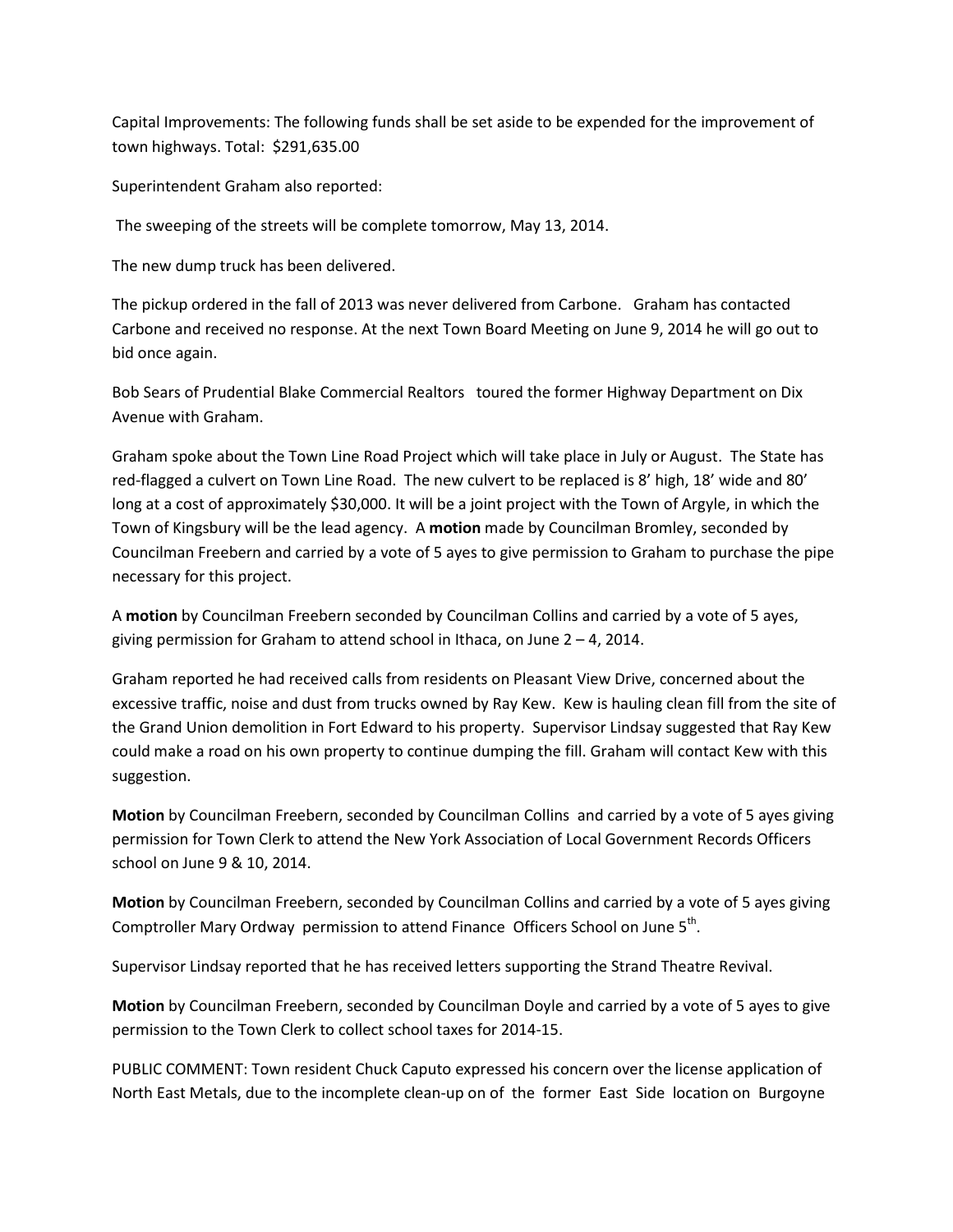Capital Improvements: The following funds shall be set aside to be expended for the improvement of town highways. Total: $291,635.00

Superintendent Graham also reported:

The sweeping of the streets will be complete tomorrow, May 13, 2014.

The new dump truck has been delivered.

The pickup ordered in the fall of 2013 was never delivered from Carbone. Graham has contacted Carbone and received no response. At the next Town Board Meeting on June 9, 2014 he will go out to bid once again.

Bob Sears of Prudential Blake Commercial Realtors toured the former Highway Department on Dix Avenue with Graham.

Graham spoke about the Town Line Road Project which will take place in July or August. The State has red-flagged a culvert on Town Line Road. The new culvert to be replaced is 8' high, 18' wide and 80' long at a cost of approximately $30,000. It will be a joint project with the Town of Argyle, in which the Town of Kingsbury will be the lead agency. A **motion** made by Councilman Bromley, seconded by Councilman Freebern and carried by a vote of 5 ayes to give permission to Graham to purchase the pipe necessary for this project.

A **motion** by Councilman Freebern seconded by Councilman Collins and carried by a vote of 5 ayes, giving permission for Graham to attend school in Ithaca, on June 2 – 4, 2014.

Graham reported he had received calls from residents on Pleasant View Drive, concerned about the excessive traffic, noise and dust from trucks owned by Ray Kew. Kew is hauling clean fill from the site of the Grand Union demolition in Fort Edward to his property. Supervisor Lindsay suggested that Ray Kew could make a road on his own property to continue dumping the fill. Graham will contact Kew with this suggestion.

**Motion** by Councilman Freebern, seconded by Councilman Collins and carried by a vote of 5 ayes giving permission for Town Clerk to attend the New York Association of Local Government Records Officers school on June 9 & 10, 2014.

**Motion** by Councilman Freebern, seconded by Councilman Collins and carried by a vote of 5 ayes giving Comptroller Mary Ordway permission to attend Finance Officers School on June 5th.

Supervisor Lindsay reported that he has received letters supporting the Strand Theatre Revival.

**Motion** by Councilman Freebern, seconded by Councilman Doyle and carried by a vote of 5 ayes to give permission to the Town Clerk to collect school taxes for 2014-15.

PUBLIC COMMENT: Town resident Chuck Caputo expressed his concern over the license application of North East Metals, due to the incomplete clean-up on of the former East Side location on Burgoyne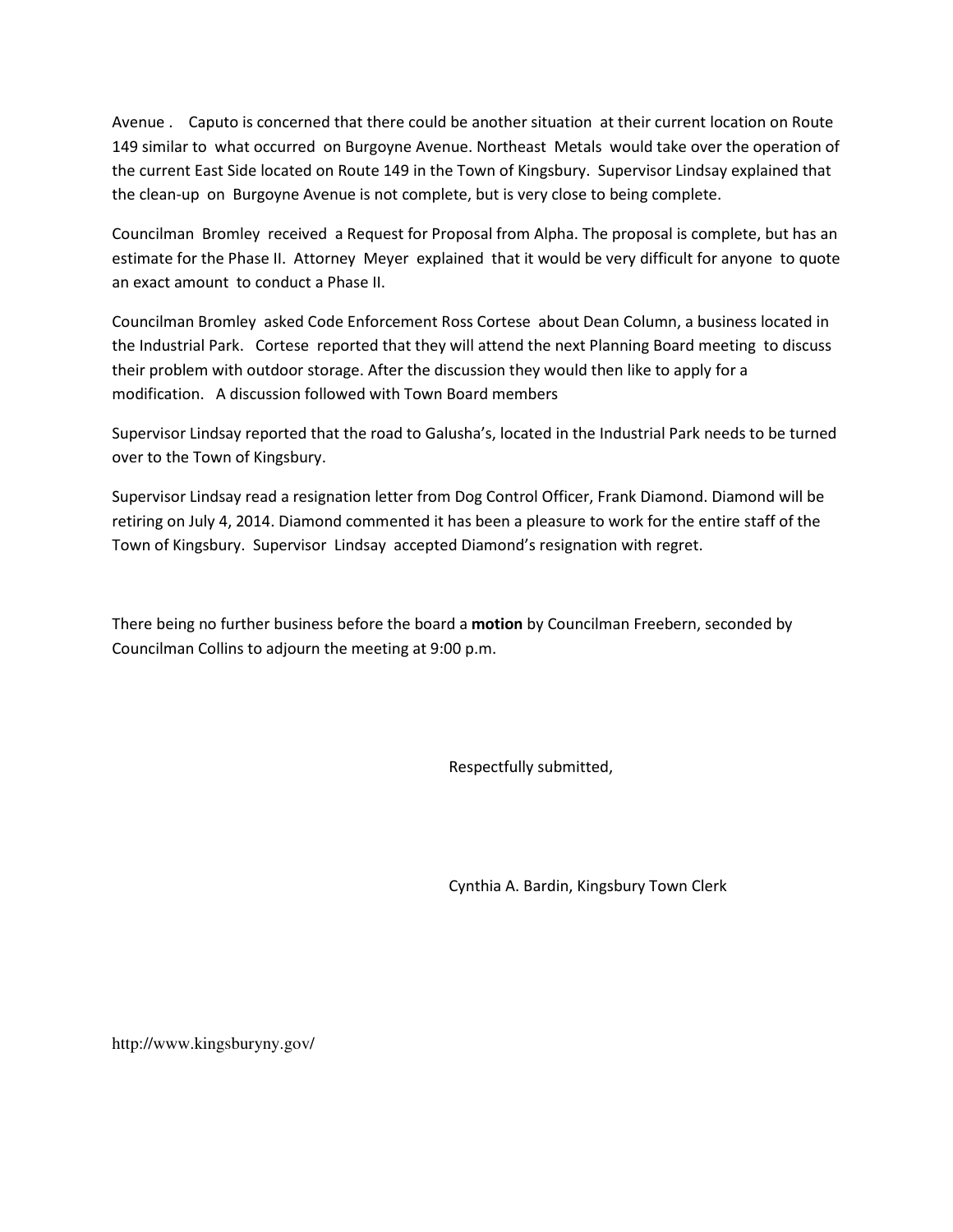Avenue . Caputo is concerned that there could be another situation at their current location on Route 149 similar to what occurred on Burgoyne Avenue. Northeast Metals would take over the operation of the current East Side located on Route 149 in the Town of Kingsbury. Supervisor Lindsay explained that the clean-up on Burgoyne Avenue is not complete, but is very close to being complete.

Councilman Bromley received a Request for Proposal from Alpha. The proposal is complete, but has an estimate for the Phase II. Attorney Meyer explained that it would be very difficult for anyone to quote an exact amount to conduct a Phase II.

Councilman Bromley asked Code Enforcement Ross Cortese about Dean Column, a business located in the Industrial Park. Cortese reported that they will attend the next Planning Board meeting to discuss their problem with outdoor storage. After the discussion they would then like to apply for a modification. A discussion followed with Town Board members

Supervisor Lindsay reported that the road to Galusha's, located in the Industrial Park needs to be turned over to the Town of Kingsbury.

Supervisor Lindsay read a resignation letter from Dog Control Officer, Frank Diamond. Diamond will be retiring on July 4, 2014. Diamond commented it has been a pleasure to work for the entire staff of the Town of Kingsbury. Supervisor Lindsay accepted Diamond's resignation with regret.

There being no further business before the board a **motion** by Councilman Freebern, seconded by Councilman Collins to adjourn the meeting at 9:00 p.m.

Respectfully submitted,

Cynthia A. Bardin, Kingsbury Town Clerk

http://www.kingsburyny.gov/